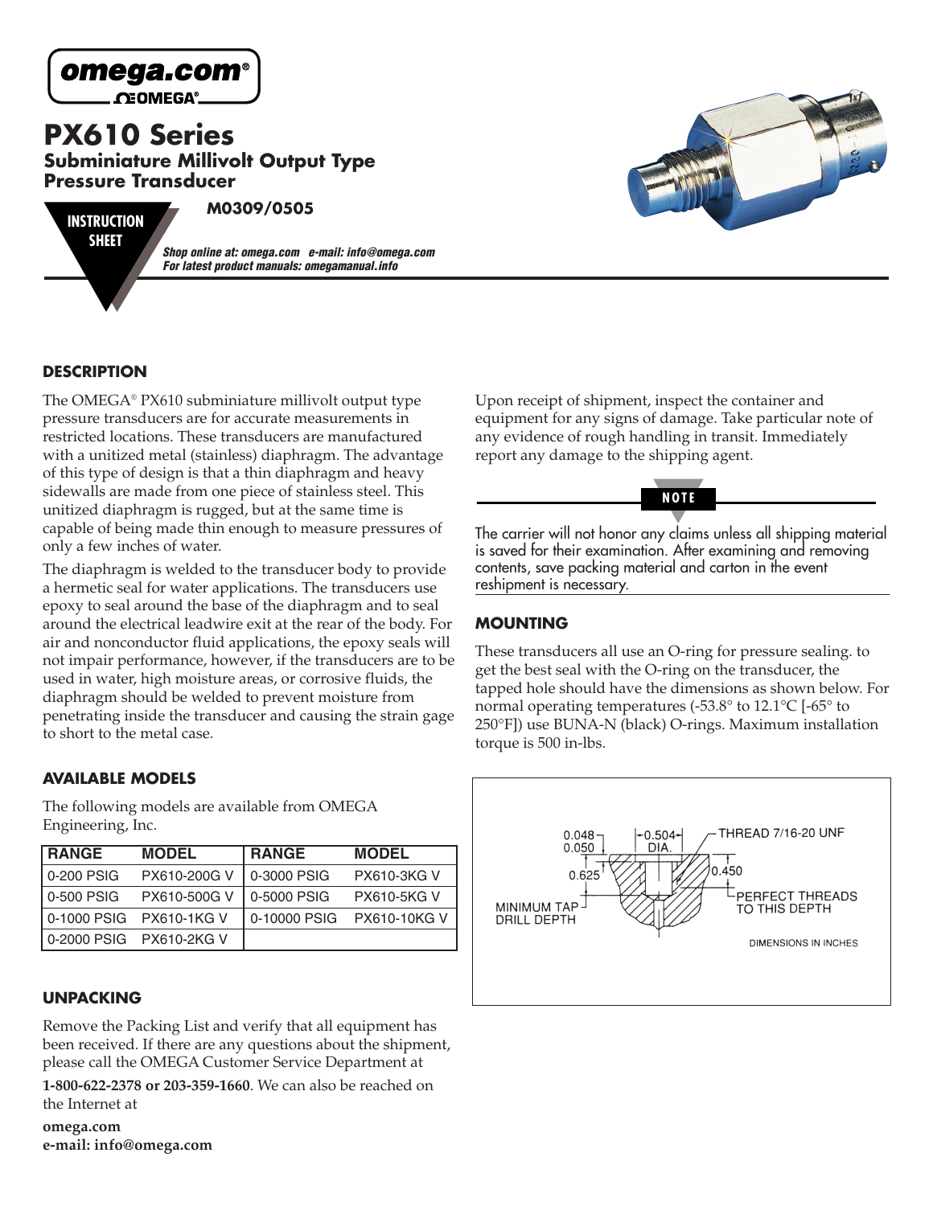omega.com®

ΩOMEGA®

# PX610 Series

## Subminiature Millivolt Output Type Pressure Transducer

**INSTRUCTION SHEET**

**M0309/0505**

***Shop online at: omega.com e-mail: info@omega.com***
***For latest product manuals: omegamanual.info***

## DESCRIPTION

The OMEGA® PX610 subminiature millivolt output type pressure transducers are for accurate measurements in restricted locations. These transducers are manufactured with a unitized metal (stainless) diaphragm. The advantage of this type of design is that a thin diaphragm and heavy sidewalls are made from one piece of stainless steel. This unitized diaphragm is rugged, but at the same time is capable of being made thin enough to measure pressures of only a few inches of water.

The diaphragm is welded to the transducer body to provide a hermetic seal for water applications. The transducers use epoxy to seal around the base of the diaphragm and to seal around the electrical leadwire exit at the rear of the body. For air and nonconductor fluid applications, the epoxy seals will not impair performance, however, if the transducers are to be used in water, high moisture areas, or corrosive fluids, the diaphragm should be welded to prevent moisture from penetrating inside the transducer and causing the strain gage to short to the metal case.

## AVAILABLE MODELS

The following models are available from OMEGA Engineering, Inc.

| RANGE | MODEL | RANGE | MODEL |
|---|---|---|---|
| 0-200 PSIG | PX610-200G V | 0-3000 PSIG | PX610-3KG V |
| 0-500 PSIG | PX610-500G V | 0-5000 PSIG | PX610-5KG V |
| 0-1000 PSIG | PX610-1KG V | 0-10000 PSIG | PX610-10KG V |
| 0-2000 PSIG | PX610-2KG V | | |

## UNPACKING

Remove the Packing List and verify that all equipment has been received. If there are any questions about the shipment, please call the OMEGA Customer Service Department at **1-800-622-2378 or 203-359-1660**. We can also be reached on the Internet at

**omega.com**
**e-mail: info@omega.com**

Upon receipt of shipment, inspect the container and equipment for any signs of damage. Take particular note of any evidence of rough handling in transit. Immediately report any damage to the shipping agent.

**NOTE**

The carrier will not honor any claims unless all shipping material is saved for their examination. After examining and removing contents, save packing material and carton in the event reshipment is necessary.

## MOUNTING

These transducers all use an O-ring for pressure sealing. to get the best seal with the O-ring on the transducer, the tapped hole should have the dimensions as shown below. For normal operating temperatures (-53.8° to 12.1°C [-65° to 250°F]) use BUNA-N (black) O-rings. Maximum installation torque is 500 in-lbs.

0.048 / 0.050 — 0.504 DIA. — THREAD 7/16-20 UNF — 0.625 — 0.450 — PERFECT THREADS TO THIS DEPTH — MINIMUM TAP DRILL DEPTH — DIMENSIONS IN INCHES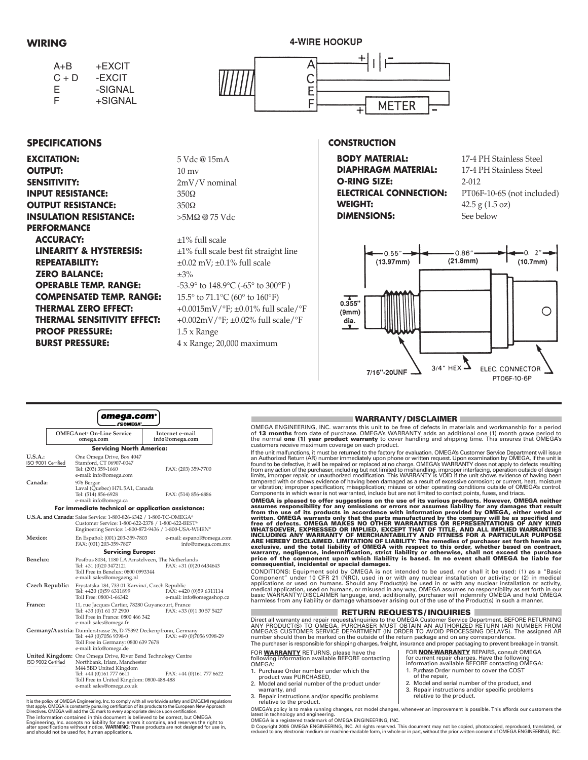## WIRING

| | |
|---|---|
| A+B | +EXCIT |
| C + D | -EXCIT |
| E | -SIGNAL |
| F | +SIGNAL |

4-WIRE HOOKUP

A
C
E
F
METER

## SPECIFICATIONS

**EXCITATION:** 5 Vdc @ 15mA
**OUTPUT:** 10 mv
**SENSITIVITY:** 2mV/V nominal
**INPUT RESISTANCE:** 350Ω
**OUTPUT RESISTANCE:** 350Ω
**INSULATION RESISTANCE:** >5MΩ @ 75 Vdc
**PERFORMANCE**
**ACCURACY:** ±1% full scale
**LINEARITY & HYSTERESIS:** ±1% full scale best fit straight line
**REPEATABILITY:** ±0.02 mV; ±0.1% full scale
**ZERO BALANCE:** ±3%
**OPERABLE TEMP. RANGE:** -53.9° to 148.9°C (-65° to 300°F )
**COMPENSATED TEMP. RANGE:** 15.5° to 71.1°C (60° to 160°F)
**THERMAL ZERO EFFECT:** +0.0015mV/°F; ±0.01% full scale/°F
**THERMAL SENSITIVITY EFFECT:** +0.002mV/°F; ±0.02% full scale/°F
**PROOF PRESSURE:** 1.5 x Range
**BURST PRESSURE:** 4 x Range; 20,000 maximum

## CONSTRUCTION

**BODY MATERIAL:** 17-4 PH Stainless Steel
**DIAPHRAGM MATERIAL:** 17-4 PH Stainless Steel
**O-RING SIZE:** 2-012
**ELECTRICAL CONNECTION:** PT06F-10-6S (not included)
**WEIGHT:** 42.5 g (1.5 oz)
**DIMENSIONS:** See below

0.55" (13.97mm)
0.86" (21.8mm)
0. 2" (10.7mm)
0.355" (9mm) dia.
7/16"-20UNF
3/4" HEX
ELEC. CONNECTOR PT06F-10-6P

---

**omega.com®** CEOMEGA®

| OMEGAnet® On-Line Service omega.com | Internet e-mail info@omega.com |
|---|---|

**Servicing North America:**

**U.S.A.:** ISO 9001 Certified
One Omega Drive, Box 4047
Stamford, CT 06907-0047
Tel: (203) 359-1660 FAX: (203) 359-7700
e-mail: info@omega.com

**Canada:**
976 Bergar
Laval (Quebec) H7L 5A1, Canada
Tel: (514) 856-6928 FAX: (514) 856-6886
e-mail: info@omega.ca

**For immediate technical or application assistance:**

**U.S.A. and Canada:** Sales Service: 1-800-826-6342 / 1-800-TC-OMEGA®
Customer Service: 1-800-622-2378 / 1-800-622-BEST®
Engineering Service: 1-800-872-9436 / 1-800-USA-WHEN®

**Mexico:** En Español: (001) 203-359-7803 e-mail: espanol@omega.com
FAX: (001) 203-359-7807 info@omega.com.mx

**Servicing Europe:**

**Benelux:** Postbus 8034, 1180 LA Amstelveen, The Netherlands
Tel: +31 (0)20 3472121 FAX: +31 (0)20 6434643
Toll Free in Benelux: 0800 0993344
e-mail: sales@omegaeng.nl

**Czech Republic:** Frystatska 184, 733 01 Karviná, Czech Republic
Tel: +420 (0)59 6311899 FAX: +420 (0)59 6311114
Toll Free: 0800-1-66342 e-mail: info@omegashop.cz

**France:** 11, rue Jacques Cartier, 78280 Guyancourt, France
Tel: +33 (0)1 61 37 2900 FAX: +33 (0)1 30 57 5427
Toll Free in France: 0800 466 342
e-mail: sales@omega.fr

**Germany/Austria:** Daimlerstrasse 26, D-75392 Deckenpfronn, Germany
Tel: +49 (0)7056 9398-0 FAX: +49 (0)7056 9398-29
Toll Free in Germany: 0800 639 7678
e-mail: info@omega.de

**United Kingdom:** ISO 9002 Certified
One Omega Drive, River Bend Technology Centre
Northbank, Irlam, Manchester
M44 5BD United Kingdom
Tel: +44 (0)161 777 6611 FAX: +44 (0)161 777 6622
Toll Free in United Kingdom: 0800-488-488
e-mail: sales@omega.co.uk

It is the policy of OMEGA Engineering, Inc. to comply with all worldwide safety and EMC/EMI regulations that apply. OMEGA is constantly pursuing certification of its products to the European New Approach Directives. OMEGA will add the CE mark to every appropriate device upon certification.
The information contained in this document is believed to be correct, but OMEGA Engineering, Inc. accepts no liability for any errors it contains, and reserves the right to alter specifications without notice. **WARNING:** These products are not designed for use in, and should not be used for, human applications.

## WARRANTY/DISCLAIMER

OMEGA ENGINEERING, INC. warrants this unit to be free of defects in materials and workmanship for a period of **13 months** from date of purchase. OMEGA's WARRANTY adds an additional one (1) month grace period to the normal **one (1) year product warranty** to cover handling and shipping time. This ensures that OMEGA's customers receive maximum coverage on each product.

If the unit malfunctions, it must be returned to the factory for evaluation. OMEGA's Customer Service Department will issue an Authorized Return (AR) number immediately upon phone or written request. Upon examination by OMEGA, if the unit is found to be defective, it will be repaired or replaced at no charge. OMEGA's WARRANTY does not apply to defects resulting from any action of the purchaser, including but not limited to mishandling, improper interfacing, operation outside of design limits, improper repair, or unauthorized modification. This WARRANTY is VOID if the unit shows evidence of having been tampered with or shows evidence of having been damaged as a result of excessive corrosion; or current, heat, moisture or vibration; improper specification; misapplication; misuse or other operating conditions outside of OMEGA's control. Components in which wear is not warranted, include but are not limited to contact points, fuses, and triacs.

**OMEGA is pleased to offer suggestions on the use of its various products. However, OMEGA neither assumes responsibility for any omissions or errors nor assumes liability for any damages that result from the use of its products in accordance with information provided by OMEGA, either verbal or written. OMEGA warrants only that the parts manufactured by the company will be as specified and free of defects. OMEGA MAKES NO OTHER WARRANTIES OR REPRESENTATIONS OF ANY KIND WHATSOEVER, EXPRESSED OR IMPLIED, EXCEPT THAT OF TITLE, AND ALL IMPLIED WARRANTIES INCLUDING ANY WARRANTY OF MERCHANTABILITY AND FITNESS FOR A PARTICULAR PURPOSE ARE HEREBY DISCLAIMED. LIMITATION OF LIABILITY: The remedies of purchaser set forth herein are exclusive, and the total liability of OMEGA with respect to this order, whether based on contract, warranty, negligence, indemnification, strict liability or otherwise, shall not exceed the purchase price of the component upon which liability is based. In no event shall OMEGA be liable for consequential, incidental or special damages.**

CONDITIONS: Equipment sold by OMEGA is not intended to be used, nor shall it be used: (1) as a "Basic Component" under 10 CFR 21 (NRC), used in or with any nuclear installation or activity; or (2) in medical applications or used on humans. Should any Product(s) be used in or with any nuclear installation or activity, medical application, used on humans, or misused in any way, OMEGA assumes no responsibility as set forth in our basic WARRANTY/DISCLAIMER language, and, additionally, purchaser will indemnify OMEGA and hold OMEGA harmless from any liability or damage whatsoever arising out of the use of the Product(s) in such a manner.

## RETURN REQUESTS/INQUIRIES

Direct all warranty and repair requests/inquiries to the OMEGA Customer Service Department. BEFORE RETURNING ANY PRODUCT(S) TO OMEGA, PURCHASER MUST OBTAIN AN AUTHORIZED RETURN (AR) NUMBER FROM OMEGA'S CUSTOMER SERVICE DEPARTMENT (IN ORDER TO AVOID PROCESSING DELAYS). The assigned AR number should then be marked on the outside of the return package and on any correspondence.

The purchaser is responsible for shipping charges, freight, insurance and proper packaging to prevent breakage in transit.

FOR **WARRANTY** RETURNS, please have the following information available BEFORE contacting OMEGA:
1. Purchase Order number under which the product was PURCHASED,
2. Model and serial number of the product under warranty, and
3. Repair instructions and/or specific problems relative to the product.

FOR **NON-WARRANTY** REPAIRS, consult OMEGA for current repair charges. Have the following information available BEFORE contacting OMEGA:
1. Purchase Order number to cover the COST of the repair,
2. Model and serial number of the product, and
3. Repair instructions and/or specific problems relative to the product.

OMEGA's policy is to make running changes, not model changes, whenever an improvement is possible. This affords our customers the latest in technology and engineering.

OMEGA is a registered trademark of OMEGA ENGINEERING, INC.

© Copyright 2005 OMEGA ENGINEERING, INC. All rights reserved. This document may not be copied, photocopied, reproduced, translated, or reduced to any electronic medium or machine-readable form, in whole or in part, without the prior written consent of OMEGA ENGINEERING, INC.